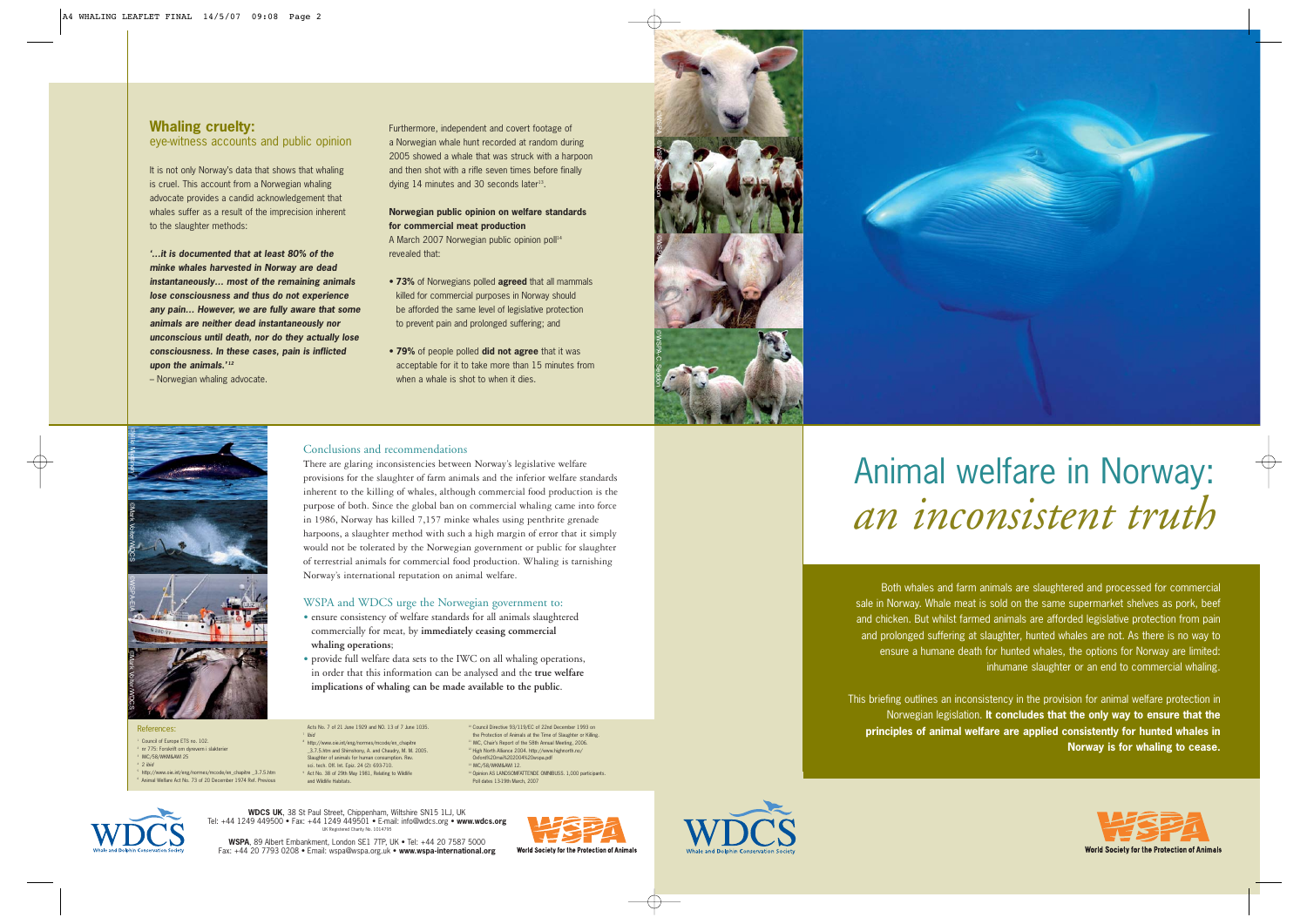# Animal welfare in Norway: *an inconsistent truth*

Both whales and farm animals are slaughtered and processed for commercial sale in Norway. Whale meat is sold on the same supermarket shelves as pork, beef and chicken. But whilst farmed animals are afforded legislative protection from pain and prolonged suffering at slaughter, hunted whales are not. As there is no way to ensure a humane death for hunted whales, the options for Norway are limited: inhumane slaughter or an end to commercial whaling.

This briefing outlines an inconsistency in the provision for animal welfare protection in Norwegian legislation. **It concludes that the only way to ensure that the principles of animal welfare are applied consistently for hunted whales in Norway is for whaling to cease.**

## Whaling cruelty:
### eye-witness accounts and public opinion

It is not only Norway's data that shows that whaling is cruel. This account from a Norwegian whaling advocate provides a candid acknowledgement that whales suffer as a result of the imprecision inherent to the slaughter methods:

***'...it is documented that at least 80% of the minke whales harvested in Norway are dead instantaneously... most of the remaining animals lose consciousness and thus do not experience any pain... However, we are fully aware that some animals are neither dead instantaneously nor unconscious until death, nor do they actually lose consciousness. In these cases, pain is inflicted upon the animals.'***[12]

– Norwegian whaling advocate.

Furthermore, independent and covert footage of a Norwegian whale hunt recorded at random during 2005 showed a whale that was struck with a harpoon and then shot with a rifle seven times before finally dying 14 minutes and 30 seconds later[13].

**Norwegian public opinion on welfare standards for commercial meat production**

A March 2007 Norwegian public opinion poll[14] revealed that:

- **73%** of Norwegians polled **agreed** that all mammals killed for commercial purposes in Norway should be afforded the same level of legislative protection to prevent pain and prolonged suffering; and
- **79%** of people polled **did not agree** that it was acceptable for it to take more than 15 minutes from when a whale is shot to when it dies.

## Conclusions and recommendations

There are glaring inconsistencies between Norway's legislative welfare provisions for the slaughter of farm animals and the inferior welfare standards inherent to the killing of whales, although commercial food production is the purpose of both. Since the global ban on commercial whaling came into force in 1986, Norway has killed 7,157 minke whales using penthrite grenade harpoons, a slaughter method with such a high margin of error that it simply would not be tolerated by the Norwegian government or public for slaughter of terrestrial animals for commercial food production. Whaling is tarnishing Norway's international reputation on animal welfare.

## WSPA and WDCS urge the Norwegian government to:

- ensure consistency of welfare standards for all animals slaughtered commercially for meat, by **immediately ceasing commercial whaling operations**;
- provide full welfare data sets to the IWC on all whaling operations, in order that this information can be analysed and the **true welfare implications of whaling can be made available to the public**.

### References:

1. Council of Europe ETS no. 102.
2. er 775: Forskrift om dyrevern i slakterier
3. IWC/58/WKM&AWI 25
4. 2 *Ibid*
5. http://www.oie.int/eng/normes/mcode/en_chapitre_3.7.5.htm
6. Animal Welfare Act No. 73 of 20 December 1974 Ref. Previous Acts No. 7 of 21 June 1929 and NO. 13 of 7 June 1935.
7. *Ibid*
8. http://www.oie.int/eng/normes/mcode/en_chapitre_3.7.5.htm and Shimshony, A. and Chaudry, M. M. 2005. Slaughter of animals for human consumption. Rev. sci. tech. Off. Int. Epiz. 24 (2): 693-710.
9. Act No. 38 of 29th May 1981, Relating to Wildlife and Wildlife Habitats.
10. Council Directive 93/119/EC of 22nd December 1993 on the Protection of Animals at the Time of Slaughter or Killing.
11. IWC, Chair's Report of the 58th Annual Meeting, 2006.
12. High North Alliance 2004. http://www.highnorth.no/Oxford%20mail%202004%20wspa.pdf
13. IWC/58/WKM&AWI 12.
14. Opinion AS LANDSOMFATTENDE OMNIBUSS. 1,000 participants. Poll dates 13-19th March, 2007

**WDCS UK**, 38 St Paul Street, Chippenham, Wiltshire SN15 1LJ, UK
Tel: +44 1249 449500 • Fax: +44 1249 449501 • E-mail: info@wdcs.org • **www.wdcs.org**
UK Registered Charity No. 1014705

**WSPA**, 89 Albert Embankment, London SE1 7TP, UK • Tel: +44 20 7587 5000
Fax: +44 20 7793 0208 • Email: wspa@wspa.org.uk • **www.wspa-international.org**

WDCS Whale and Dolphin Conservation Society

WSPA World Society for the Protection of Animals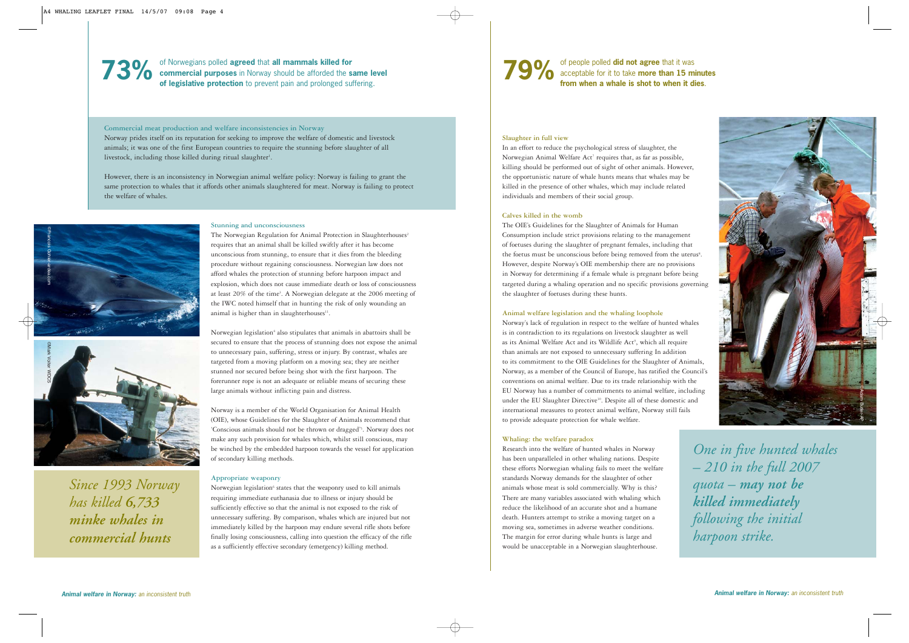**73%** of Norwegians polled **agreed** that **all mammals killed for commercial purposes** in Norway should be afforded the **same level of legislative protection** to prevent pain and prolonged suffering.

### Commercial meat production and welfare inconsistencies in Norway

Norway prides itself on its reputation for seeking to improve the welfare of domestic and livestock animals; it was one of the first European countries to require the stunning before slaughter of all livestock, including those killed during ritual slaughter[1].

However, there is an inconsistency in Norwegian animal welfare policy: Norway is failing to grant the same protection to whales that it affords other animals slaughtered for meat. Norway is failing to protect the welfare of whales.

©Francois Gohier/ardea.com

©Mark Votier WDCS

*Since 1993 Norway has killed **6,733 minke whales in commercial hunts***

### Stunning and unconsciousness

The Norwegian Regulation for Animal Protection in Slaughterhouses[2] requires that an animal shall be killed swiftly after it has become unconscious from stunning, to ensure that it dies from the bleeding procedure without regaining consciousness. Norwegian law does not afford whales the protection of stunning before harpoon impact and explosion, which does not cause immediate death or loss of consciousness at least 20% of the time[3]. A Norwegian delegate at the 2006 meeting of the IWC noted himself that in hunting the risk of only wounding an animal is higher than in slaughterhouses[11].

Norwegian legislation[4] also stipulates that animals in abattoirs shall be secured to ensure that the process of stunning does not expose the animal to unnecessary pain, suffering, stress or injury. By contrast, whales are targeted from a moving platform on a moving sea; they are neither stunned nor secured before being shot with the first harpoon. The forerunner rope is not an adequate or reliable means of securing these large animals without inflicting pain and distress.

Norway is a member of the World Organisation for Animal Health (OIE), whose Guidelines for the Slaughter of Animals recommend that 'Conscious animals should not be thrown or dragged'[5]. Norway does not make any such provision for whales which, whilst still conscious, may be winched by the embedded harpoon towards the vessel for application of secondary killing methods.

### Appropriate weaponry

Norwegian legislation[6] states that the weaponry used to kill animals requiring immediate euthanasia due to illness or injury should be sufficiently effective so that the animal is not exposed to the risk of unnecessary suffering. By comparison, whales which are injured but not immediately killed by the harpoon may endure several rifle shots before finally losing consciousness, calling into question the efficacy of the rifle as a sufficiently effective secondary (emergency) killing method.

**79%** of people polled **did not agree** that it was acceptable for it to take **more than 15 minutes from when a whale is shot to when it dies**.

### Slaughter in full view

In an effort to reduce the psychological stress of slaughter, the Norwegian Animal Welfare Act[7] requires that, as far as possible, killing should be performed out of sight of other animals. However, the opportunistic nature of whale hunts means that whales may be killed in the presence of other whales, which may include related individuals and members of their social group.

### Calves killed in the womb

The OIE's Guidelines for the Slaughter of Animals for Human Consumption include strict provisions relating to the management of foetuses during the slaughter of pregnant females, including that the foetus must be unconscious before being removed from the uterus[8]. However, despite Norway's OIE membership there are no provisions in Norway for determining if a female whale is pregnant before being targeted during a whaling operation and no specific provisions governing the slaughter of foetuses during these hunts.

### Animal welfare legislation and the whaling loophole

Norway's lack of regulation in respect to the welfare of hunted whales is in contradiction to its regulations on livestock slaughter as well as its Animal Welfare Act and its Wildlife Act[9], which all require than animals are not exposed to unnecessary suffering In addition to its commitment to the OIE Guidelines for the Slaughter of Animals, Norway, as a member of the Council of Europe, has ratified the Council's conventions on animal welfare. Due to its trade relationship with the EU Norway has a number of commitments to animal welfare, including under the EU Slaughter Directive[10]. Despite all of these domestic and international measures to protect animal welfare, Norway still fails to provide adequate protection for whale welfare.

### Whaling: the welfare paradox

Research into the welfare of hunted whales in Norway has been unparalleled in other whaling nations. Despite these efforts Norwegian whaling fails to meet the welfare standards Norway demands for the slaughter of other animals whose meat is sold commercially. Why is this? There are many variables associated with whaling which reduce the likelihood of an accurate shot and a humane death. Hunters attempt to strike a moving target on a moving sea, sometimes in adverse weather conditions. The margin for error during whale hunts is large and would be unacceptable in a Norwegian slaughterhouse.

©Adam Butler/AP

*One in five hunted whales – 210 in the full 2007 quota – **may not be killed immediately** following the initial harpoon strike.*